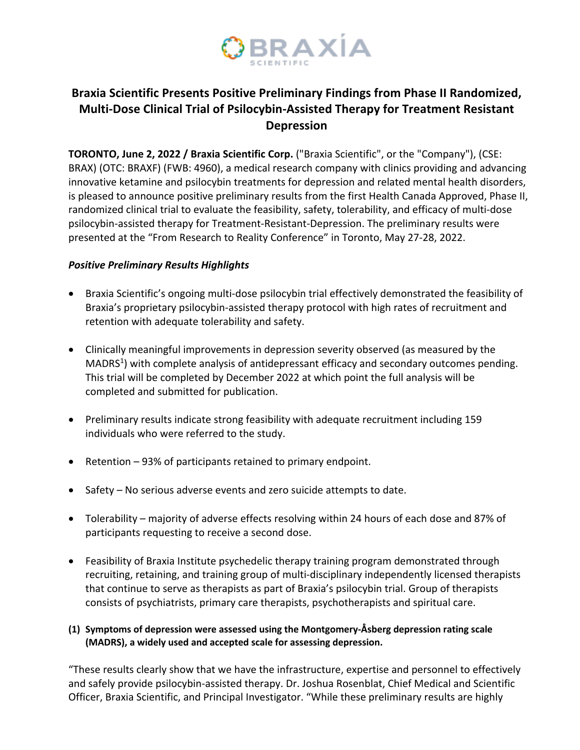# Braxia Scientific Presents Positive Preliminary Findings from Phase II Randomized, Multi-Dose Clinical Trial of Psilocybin-Assisted Therapy for Treatment Resistant Depression

**TORONTO, June 2, 2022 / Braxia Scientific Corp.** ("Braxia Scientific", or the "Company"), (CSE: BRAX) (OTC: BRAXF) (FWB: 4960), a medical research company with clinics providing and advancing innovative ketamine and psilocybin treatments for depression and related mental health disorders, is pleased to announce positive preliminary results from the first Health Canada Approved, Phase II, randomized clinical trial to evaluate the feasibility, safety, tolerability, and efficacy of multi-dose psilocybin-assisted therapy for Treatment-Resistant-Depression. The preliminary results were presented at the "From Research to Reality Conference" in Toronto, May 27-28, 2022.

***Positive Preliminary Results Highlights***

- Braxia Scientific's ongoing multi-dose psilocybin trial effectively demonstrated the feasibility of Braxia's proprietary psilocybin-assisted therapy protocol with high rates of recruitment and retention with adequate tolerability and safety.
- Clinically meaningful improvements in depression severity observed (as measured by the MADRS[1]) with complete analysis of antidepressant efficacy and secondary outcomes pending. This trial will be completed by December 2022 at which point the full analysis will be completed and submitted for publication.
- Preliminary results indicate strong feasibility with adequate recruitment including 159 individuals who were referred to the study.
- Retention – 93% of participants retained to primary endpoint.
- Safety – No serious adverse events and zero suicide attempts to date.
- Tolerability – majority of adverse effects resolving within 24 hours of each dose and 87% of participants requesting to receive a second dose.
- Feasibility of Braxia Institute psychedelic therapy training program demonstrated through recruiting, retaining, and training group of multi-disciplinary independently licensed therapists that continue to serve as therapists as part of Braxia's psilocybin trial. Group of therapists consists of psychiatrists, primary care therapists, psychotherapists and spiritual care.

**(1) Symptoms of depression were assessed using the Montgomery-Åsberg depression rating scale (MADRS), a widely used and accepted scale for assessing depression.**

"These results clearly show that we have the infrastructure, expertise and personnel to effectively and safely provide psilocybin-assisted therapy. Dr. Joshua Rosenblat, Chief Medical and Scientific Officer, Braxia Scientific, and Principal Investigator. "While these preliminary results are highly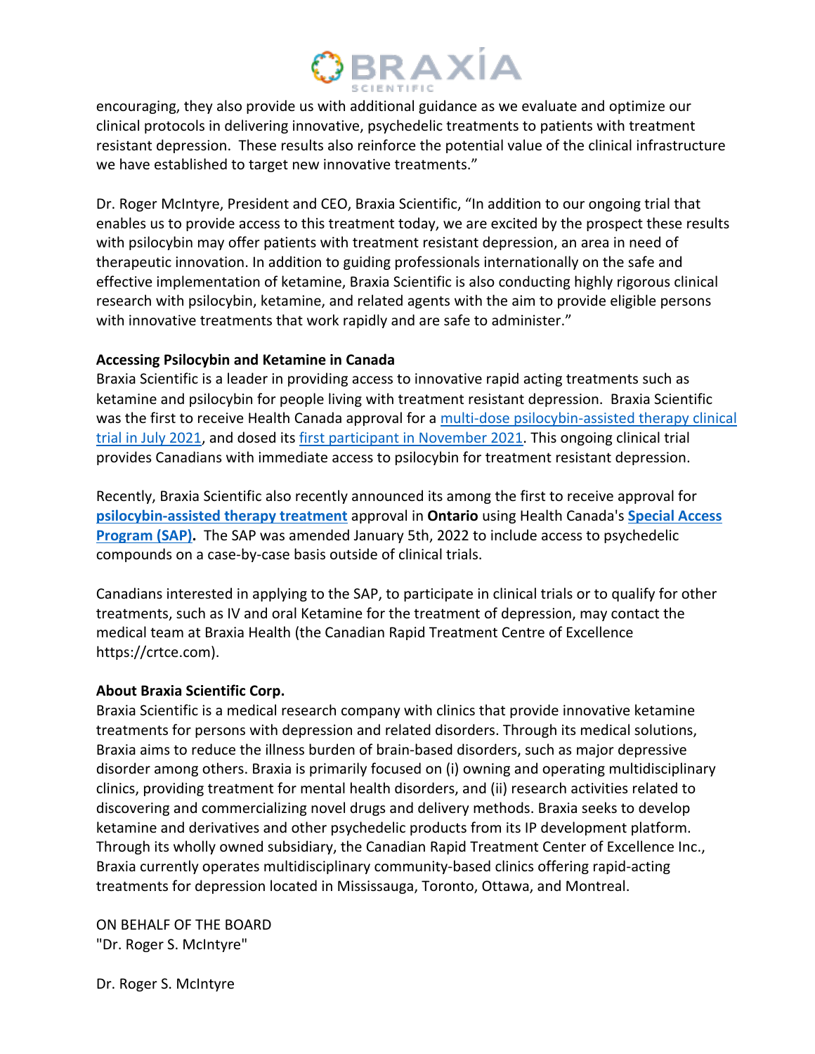encouraging, they also provide us with additional guidance as we evaluate and optimize our clinical protocols in delivering innovative, psychedelic treatments to patients with treatment resistant depression. These results also reinforce the potential value of the clinical infrastructure we have established to target new innovative treatments."

Dr. Roger McIntyre, President and CEO, Braxia Scientific, "In addition to our ongoing trial that enables us to provide access to this treatment today, we are excited by the prospect these results with psilocybin may offer patients with treatment resistant depression, an area in need of therapeutic innovation. In addition to guiding professionals internationally on the safe and effective implementation of ketamine, Braxia Scientific is also conducting highly rigorous clinical research with psilocybin, ketamine, and related agents with the aim to provide eligible persons with innovative treatments that work rapidly and are safe to administer."

**Accessing Psilocybin and Ketamine in Canada**

Braxia Scientific is a leader in providing access to innovative rapid acting treatments such as ketamine and psilocybin for people living with treatment resistant depression. Braxia Scientific was the first to receive Health Canada approval for a multi-dose psilocybin-assisted therapy clinical trial in July 2021, and dosed its first participant in November 2021. This ongoing clinical trial provides Canadians with immediate access to psilocybin for treatment resistant depression.

Recently, Braxia Scientific also recently announced its among the first to receive approval for **psilocybin-assisted therapy treatment** approval in **Ontario** using Health Canada's **Special Access Program (SAP).** The SAP was amended January 5th, 2022 to include access to psychedelic compounds on a case-by-case basis outside of clinical trials.

Canadians interested in applying to the SAP, to participate in clinical trials or to qualify for other treatments, such as IV and oral Ketamine for the treatment of depression, may contact the medical team at Braxia Health (the Canadian Rapid Treatment Centre of Excellence https://crtce.com).

**About Braxia Scientific Corp.**

Braxia Scientific is a medical research company with clinics that provide innovative ketamine treatments for persons with depression and related disorders. Through its medical solutions, Braxia aims to reduce the illness burden of brain-based disorders, such as major depressive disorder among others. Braxia is primarily focused on (i) owning and operating multidisciplinary clinics, providing treatment for mental health disorders, and (ii) research activities related to discovering and commercializing novel drugs and delivery methods. Braxia seeks to develop ketamine and derivatives and other psychedelic products from its IP development platform. Through its wholly owned subsidiary, the Canadian Rapid Treatment Center of Excellence Inc., Braxia currently operates multidisciplinary community-based clinics offering rapid-acting treatments for depression located in Mississauga, Toronto, Ottawa, and Montreal.

ON BEHALF OF THE BOARD
"Dr. Roger S. McIntyre"

Dr. Roger S. McIntyre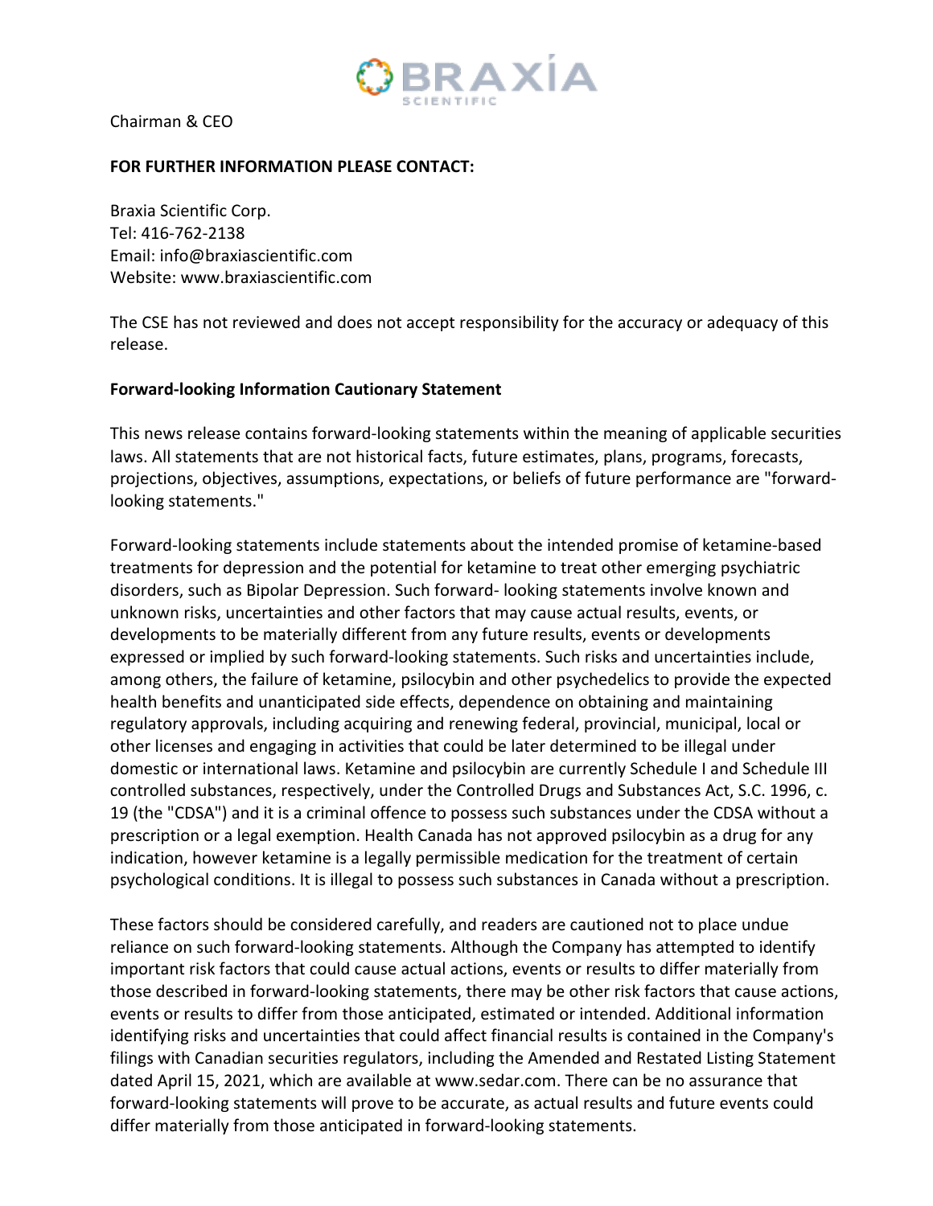Chairman & CEO

**FOR FURTHER INFORMATION PLEASE CONTACT:**

Braxia Scientific Corp.  
Tel: 416-762-2138  
Email: info@braxiascientific.com  
Website: www.braxiascientific.com

The CSE has not reviewed and does not accept responsibility for the accuracy or adequacy of this release.

**Forward-looking Information Cautionary Statement**

This news release contains forward-looking statements within the meaning of applicable securities laws. All statements that are not historical facts, future estimates, plans, programs, forecasts, projections, objectives, assumptions, expectations, or beliefs of future performance are "forward-looking statements."

Forward-looking statements include statements about the intended promise of ketamine-based treatments for depression and the potential for ketamine to treat other emerging psychiatric disorders, such as Bipolar Depression. Such forward- looking statements involve known and unknown risks, uncertainties and other factors that may cause actual results, events, or developments to be materially different from any future results, events or developments expressed or implied by such forward-looking statements. Such risks and uncertainties include, among others, the failure of ketamine, psilocybin and other psychedelics to provide the expected health benefits and unanticipated side effects, dependence on obtaining and maintaining regulatory approvals, including acquiring and renewing federal, provincial, municipal, local or other licenses and engaging in activities that could be later determined to be illegal under domestic or international laws. Ketamine and psilocybin are currently Schedule I and Schedule III controlled substances, respectively, under the Controlled Drugs and Substances Act, S.C. 1996, c. 19 (the "CDSA") and it is a criminal offence to possess such substances under the CDSA without a prescription or a legal exemption. Health Canada has not approved psilocybin as a drug for any indication, however ketamine is a legally permissible medication for the treatment of certain psychological conditions. It is illegal to possess such substances in Canada without a prescription.

These factors should be considered carefully, and readers are cautioned not to place undue reliance on such forward-looking statements. Although the Company has attempted to identify important risk factors that could cause actual actions, events or results to differ materially from those described in forward-looking statements, there may be other risk factors that cause actions, events or results to differ from those anticipated, estimated or intended. Additional information identifying risks and uncertainties that could affect financial results is contained in the Company's filings with Canadian securities regulators, including the Amended and Restated Listing Statement dated April 15, 2021, which are available at www.sedar.com. There can be no assurance that forward-looking statements will prove to be accurate, as actual results and future events could differ materially from those anticipated in forward-looking statements.